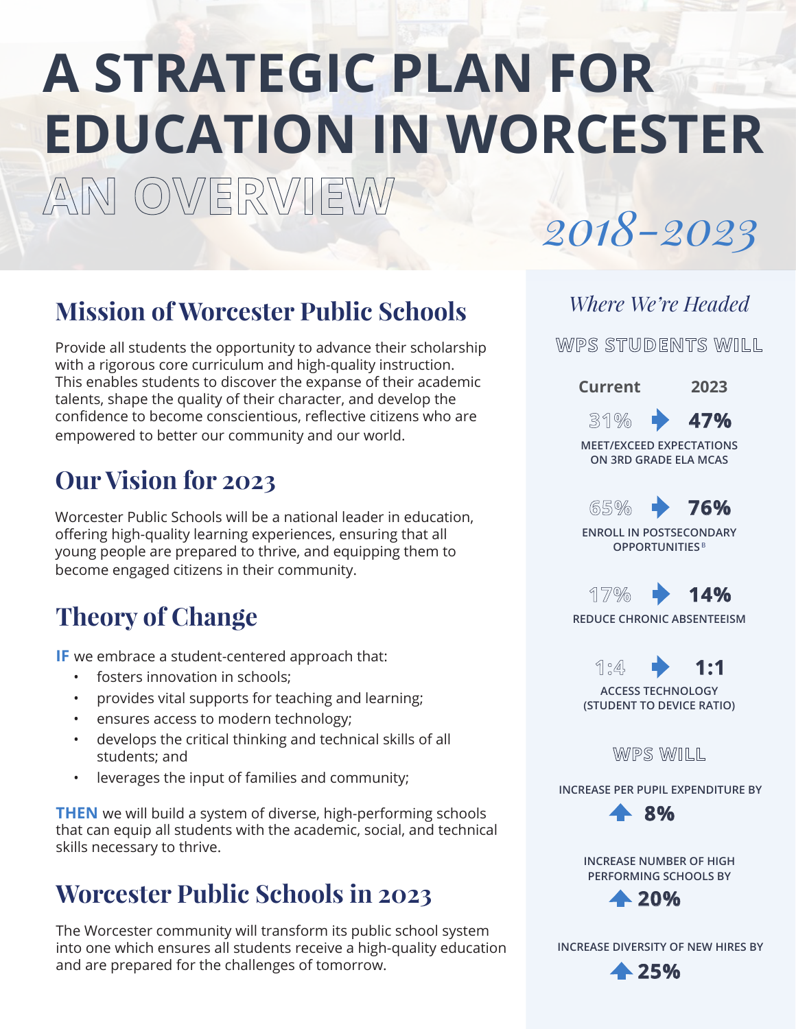# A STRATEGIC PLAN FOR EDUCATION IN WORCESTER

## AN OVERVIEW

*2018-2023*

## Mission of Worcester Public Schools

Provide all students the opportunity to advance their scholarship with a rigorous core curriculum and high-quality instruction. This enables students to discover the expanse of their academic talents, shape the quality of their character, and develop the confidence to become conscientious, reflective citizens who are empowered to better our community and our world.

## Our Vision for 2023

Worcester Public Schools will be a national leader in education, offering high-quality learning experiences, ensuring that all young people are prepared to thrive, and equipping them to become engaged citizens in their community.

## Theory of Change

**IF** we embrace a student-centered approach that:

- fosters innovation in schools;
- provides vital supports for teaching and learning;
- ensures access to modern technology;
- develops the critical thinking and technical skills of all students; and
- leverages the input of families and community;

**THEN** we will build a system of diverse, high-performing schools that can equip all students with the academic, social, and technical skills necessary to thrive.

## Worcester Public Schools in 2023

The Worcester community will transform its public school system into one which ensures all students receive a high-quality education and are prepared for the challenges of tomorrow.

*Where We're Headed*

### WPS STUDENTS WILL

| Current | 2023 | |
|---|---|---|
| 31% | 47% | MEET/EXCEED EXPECTATIONS ON 3RD GRADE ELA MCAS |
| 65% | 76% | ENROLL IN POSTSECONDARY OPPORTUNITIES[B] |
| 17% | 14% | REDUCE CHRONIC ABSENTEEISM |
| 1:4 | 1:1 | ACCESS TECHNOLOGY (STUDENT TO DEVICE RATIO) |

### WPS WILL

INCREASE PER PUPIL EXPENDITURE BY **8%**

INCREASE NUMBER OF HIGH PERFORMING SCHOOLS BY **20%**

INCREASE DIVERSITY OF NEW HIRES BY **25%**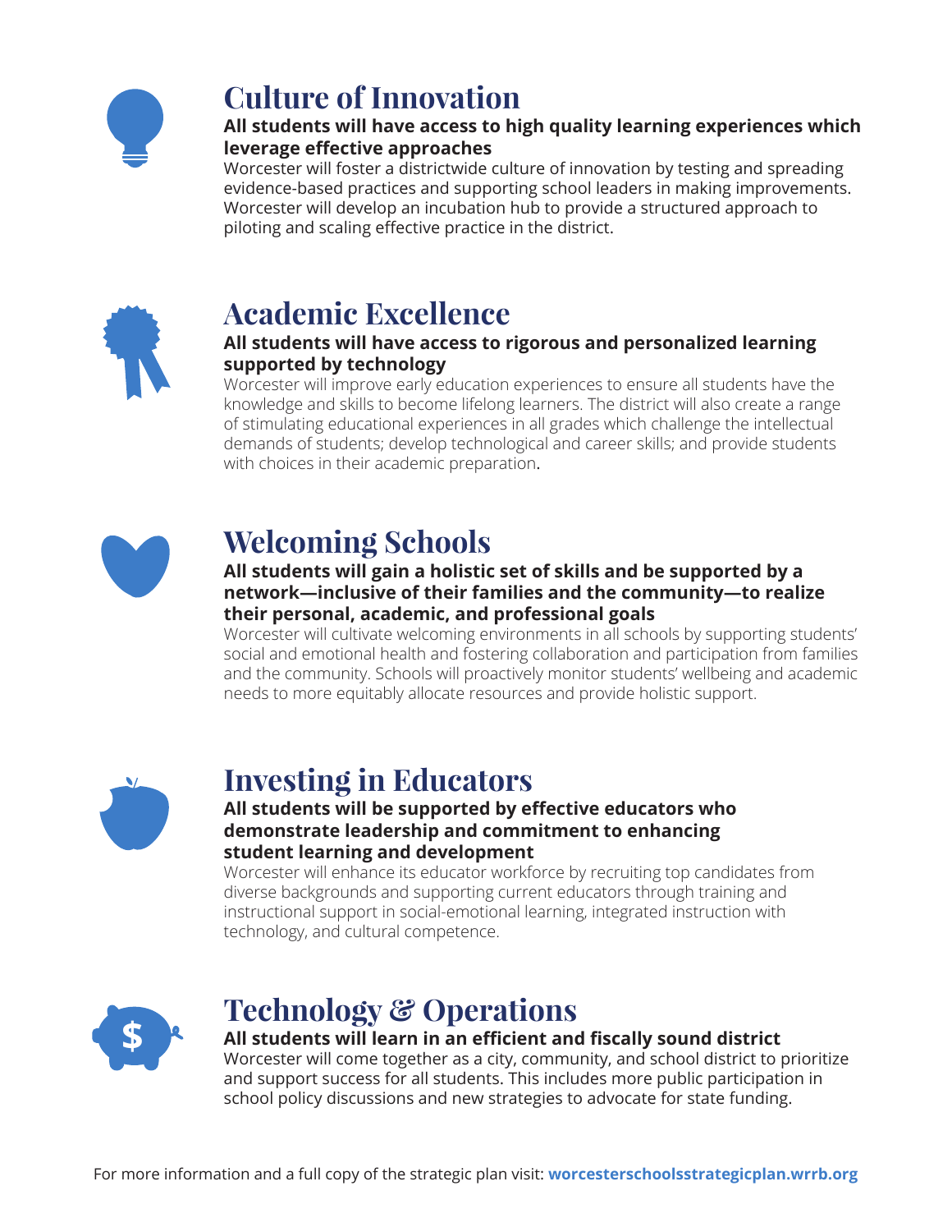## Culture of Innovation

**All students will have access to high quality learning experiences which leverage effective approaches**

Worcester will foster a districtwide culture of innovation by testing and spreading evidence-based practices and supporting school leaders in making improvements. Worcester will develop an incubation hub to provide a structured approach to piloting and scaling effective practice in the district.

## Academic Excellence

**All students will have access to rigorous and personalized learning supported by technology**

Worcester will improve early education experiences to ensure all students have the knowledge and skills to become lifelong learners. The district will also create a range of stimulating educational experiences in all grades which challenge the intellectual demands of students; develop technological and career skills; and provide students with choices in their academic preparation.

## Welcoming Schools

**All students will gain a holistic set of skills and be supported by a network—inclusive of their families and the community—to realize their personal, academic, and professional goals**

Worcester will cultivate welcoming environments in all schools by supporting students' social and emotional health and fostering collaboration and participation from families and the community. Schools will proactively monitor students' wellbeing and academic needs to more equitably allocate resources and provide holistic support.

## Investing in Educators

**All students will be supported by effective educators who demonstrate leadership and commitment to enhancing student learning and development**

Worcester will enhance its educator workforce by recruiting top candidates from diverse backgrounds and supporting current educators through training and instructional support in social-emotional learning, integrated instruction with technology, and cultural competence.

## Technology & Operations

**All students will learn in an efficient and fiscally sound district**

Worcester will come together as a city, community, and school district to prioritize and support success for all students. This includes more public participation in school policy discussions and new strategies to advocate for state funding.

For more information and a full copy of the strategic plan visit: **worcesterschoolsstrategicplan.wrrb.org**